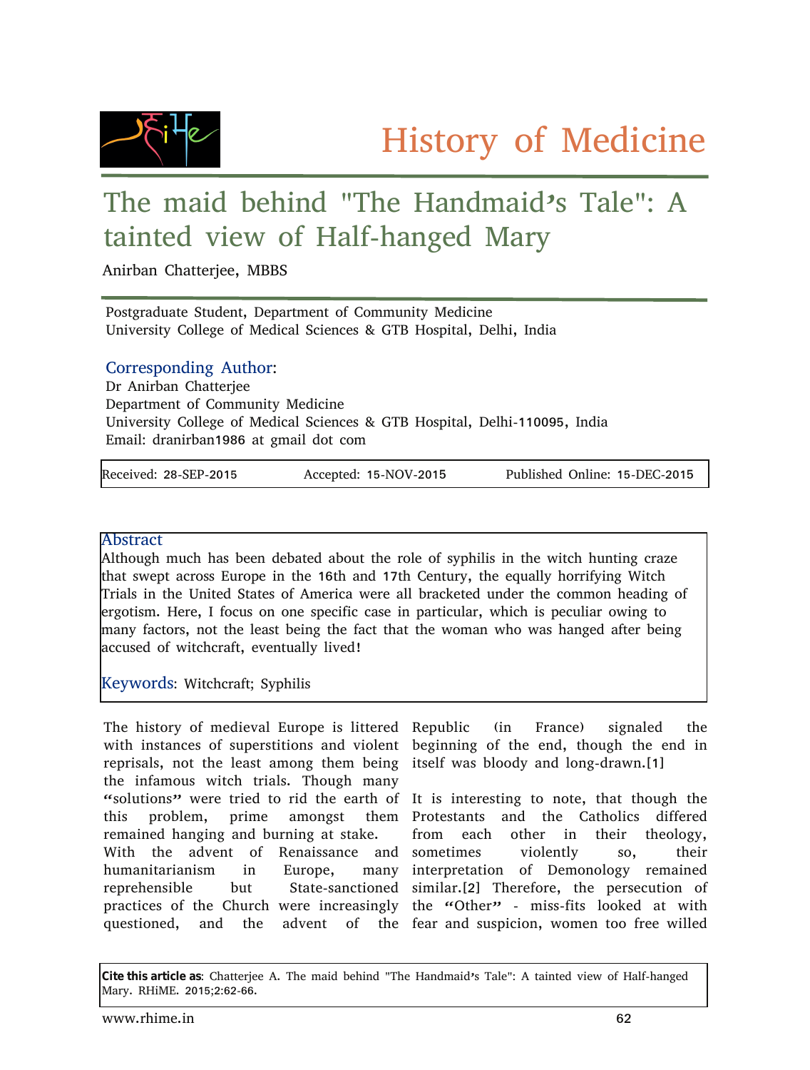# History of Medicine

## The maid behind "The Handmaid's Tale": A tainted view of Half-hanged Mary

Anirban Chatterjee, MBBS

Postgraduate Student, Department of Community Medicine
University College of Medical Sciences & GTB Hospital, Delhi, India

**Corresponding Author**:
Dr Anirban Chatterjee
Department of Community Medicine
University College of Medical Sciences & GTB Hospital, Delhi-110095, India
Email: dranirban1986 at gmail dot com

| Received: 28-SEP-2015 | Accepted: 15-NOV-2015 | Published Online: 15-DEC-2015 |
|---|---|---|

### Abstract

Although much has been debated about the role of syphilis in the witch hunting craze that swept across Europe in the 16th and 17th Century, the equally horrifying Witch Trials in the United States of America were all bracketed under the common heading of ergotism. Here, I focus on one specific case in particular, which is peculiar owing to many factors, not the least being the fact that the woman who was hanged after being accused of witchcraft, eventually lived!

**Keywords**: Witchcraft; Syphilis

The history of medieval Europe is littered with instances of superstitions and violent reprisals, not the least among them being the infamous witch trials. Though many "solutions" were tried to rid the earth of this problem, prime amongst them remained hanging and burning at stake.

With the advent of Renaissance and humanitarianism in Europe, many reprehensible but State-sanctioned practices of the Church were increasingly questioned, and the advent of the Republic (in France) signaled the beginning of the end, though the end in itself was bloody and long-drawn.[1]

It is interesting to note, that though the Protestants and the Catholics differed from each other in their theology, sometimes violently so, their interpretation of Demonology remained similar.[2] Therefore, the persecution of the "Other" - miss-fits looked at with fear and suspicion, women too free willed

**Cite this article as**: Chatterjee A. The maid behind "The Handmaid's Tale": A tainted view of Half-hanged Mary. RHiME. 2015;2:62-66.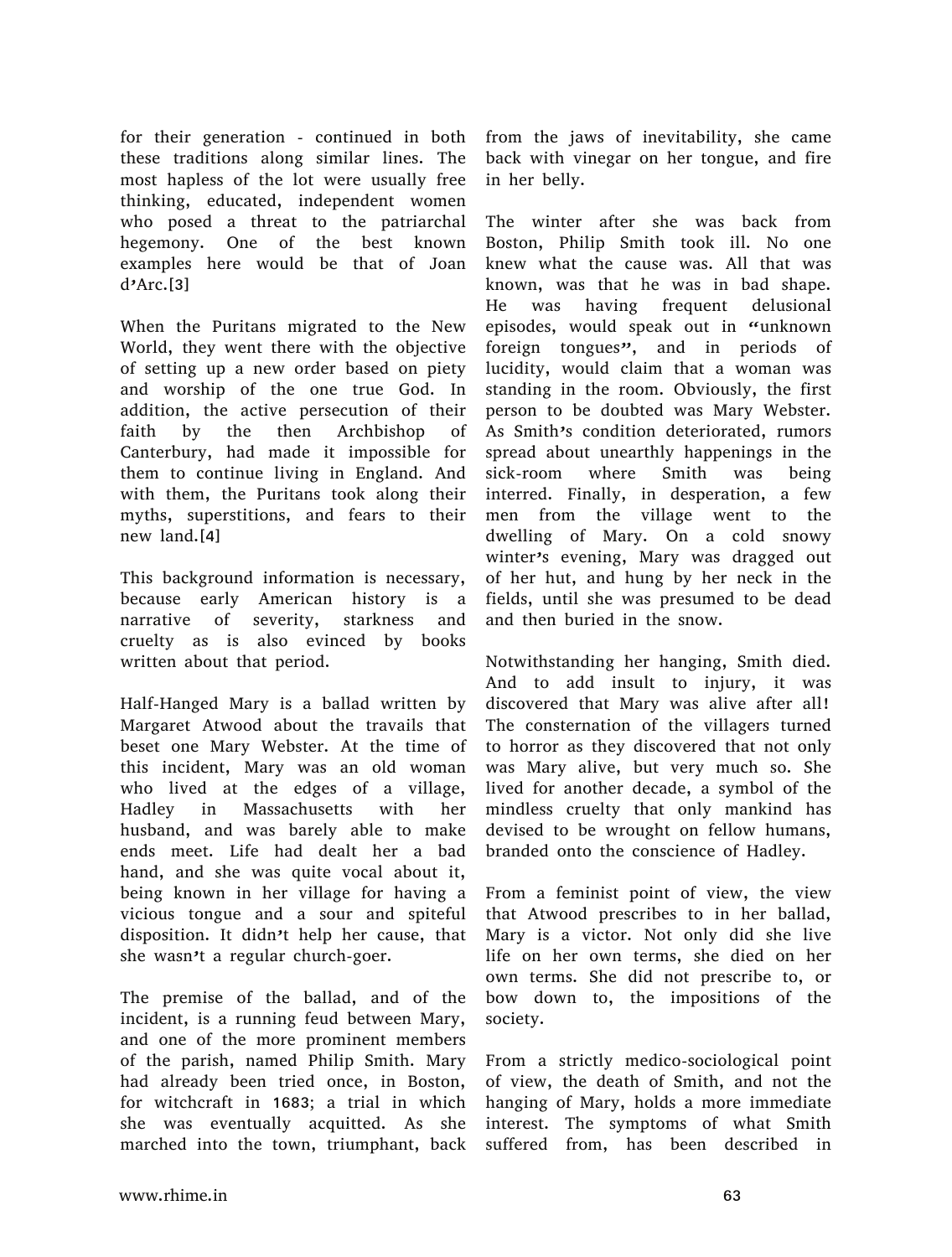for their generation - continued in both these traditions along similar lines. The most hapless of the lot were usually free thinking, educated, independent women who posed a threat to the patriarchal hegemony. One of the best known examples here would be that of Joan d'Arc.[3]

When the Puritans migrated to the New World, they went there with the objective of setting up a new order based on piety and worship of the one true God. In addition, the active persecution of their faith by the then Archbishop of Canterbury, had made it impossible for them to continue living in England. And with them, the Puritans took along their myths, superstitions, and fears to their new land.[4]

This background information is necessary, because early American history is a narrative of severity, starkness and cruelty as is also evinced by books written about that period.

Half-Hanged Mary is a ballad written by Margaret Atwood about the travails that beset one Mary Webster. At the time of this incident, Mary was an old woman who lived at the edges of a village, Hadley in Massachusetts with her husband, and was barely able to make ends meet. Life had dealt her a bad hand, and she was quite vocal about it, being known in her village for having a vicious tongue and a sour and spiteful disposition. It didn't help her cause, that she wasn't a regular church-goer.

The premise of the ballad, and of the incident, is a running feud between Mary, and one of the more prominent members of the parish, named Philip Smith. Mary had already been tried once, in Boston, for witchcraft in 1683; a trial in which she was eventually acquitted. As she marched into the town, triumphant, back from the jaws of inevitability, she came back with vinegar on her tongue, and fire in her belly.

The winter after she was back from Boston, Philip Smith took ill. No one knew what the cause was. All that was known, was that he was in bad shape. He was having frequent delusional episodes, would speak out in "unknown foreign tongues", and in periods of lucidity, would claim that a woman was standing in the room. Obviously, the first person to be doubted was Mary Webster. As Smith's condition deteriorated, rumors spread about unearthly happenings in the sick-room where Smith was being interred. Finally, in desperation, a few men from the village went to the dwelling of Mary. On a cold snowy winter's evening, Mary was dragged out of her hut, and hung by her neck in the fields, until she was presumed to be dead and then buried in the snow.

Notwithstanding her hanging, Smith died. And to add insult to injury, it was discovered that Mary was alive after all! The consternation of the villagers turned to horror as they discovered that not only was Mary alive, but very much so. She lived for another decade, a symbol of the mindless cruelty that only mankind has devised to be wrought on fellow humans, branded onto the conscience of Hadley.

From a feminist point of view, the view that Atwood prescribes to in her ballad, Mary is a victor. Not only did she live life on her own terms, she died on her own terms. She did not prescribe to, or bow down to, the impositions of the society.

From a strictly medico-sociological point of view, the death of Smith, and not the hanging of Mary, holds a more immediate interest. The symptoms of what Smith suffered from, has been described in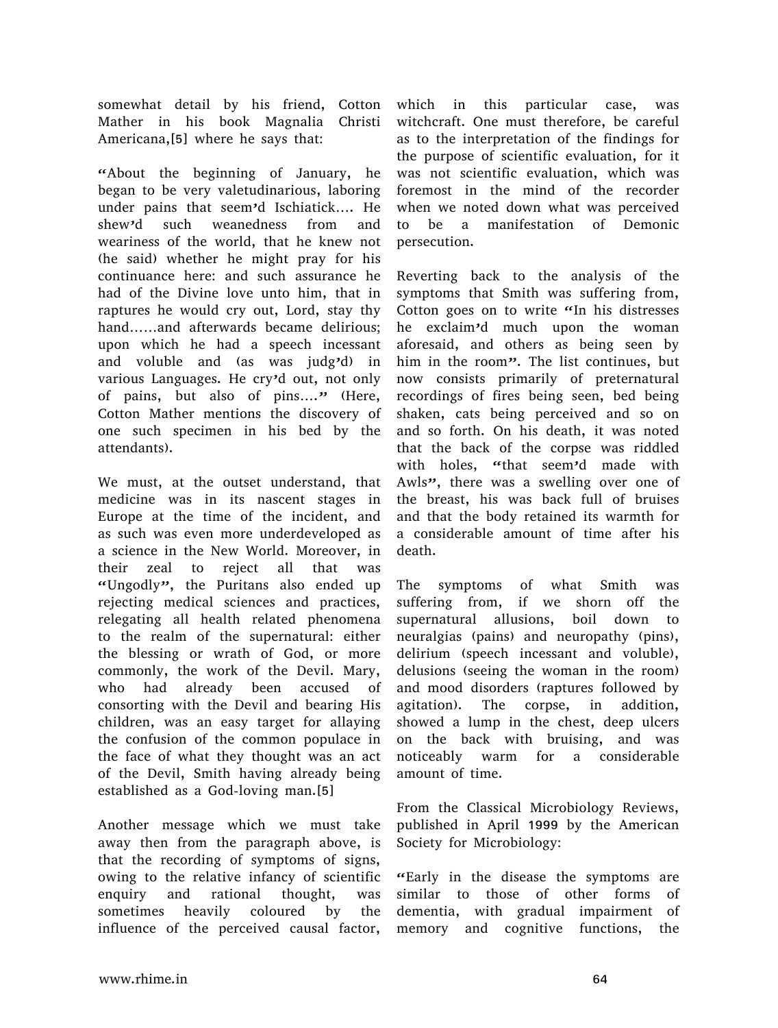somewhat detail by his friend, Cotton Mather in his book Magnalia Christi Americana,[5] where he says that:

"About the beginning of January, he began to be very valetudinarious, laboring under pains that seem'd Ischiatick…. He shew'd such weanedness from and weariness of the world, that he knew not (he said) whether he might pray for his continuance here: and such assurance he had of the Divine love unto him, that in raptures he would cry out, Lord, stay thy hand……and afterwards became delirious; upon which he had a speech incessant and voluble and (as was judg'd) in various Languages. He cry'd out, not only of pains, but also of pins…." (Here, Cotton Mather mentions the discovery of one such specimen in his bed by the attendants).

We must, at the outset understand, that medicine was in its nascent stages in Europe at the time of the incident, and as such was even more underdeveloped as a science in the New World. Moreover, in their zeal to reject all that was "Ungodly", the Puritans also ended up rejecting medical sciences and practices, relegating all health related phenomena to the realm of the supernatural: either the blessing or wrath of God, or more commonly, the work of the Devil. Mary, who had already been accused of consorting with the Devil and bearing His children, was an easy target for allaying the confusion of the common populace in the face of what they thought was an act of the Devil, Smith having already being established as a God-loving man.[5]

Another message which we must take away then from the paragraph above, is that the recording of symptoms of signs, owing to the relative infancy of scientific enquiry and rational thought, was sometimes heavily coloured by the influence of the perceived causal factor, which in this particular case, was witchcraft. One must therefore, be careful as to the interpretation of the findings for the purpose of scientific evaluation, for it was not scientific evaluation, which was foremost in the mind of the recorder when we noted down what was perceived to be a manifestation of Demonic persecution.

Reverting back to the analysis of the symptoms that Smith was suffering from, Cotton goes on to write "In his distresses he exclaim'd much upon the woman aforesaid, and others as being seen by him in the room". The list continues, but now consists primarily of preternatural recordings of fires being seen, bed being shaken, cats being perceived and so on and so forth. On his death, it was noted that the back of the corpse was riddled with holes, "that seem'd made with Awls", there was a swelling over one of the breast, his was back full of bruises and that the body retained its warmth for a considerable amount of time after his death.

The symptoms of what Smith was suffering from, if we shorn off the supernatural allusions, boil down to neuralgias (pains) and neuropathy (pins), delirium (speech incessant and voluble), delusions (seeing the woman in the room) and mood disorders (raptures followed by agitation). The corpse, in addition, showed a lump in the chest, deep ulcers on the back with bruising, and was noticeably warm for a considerable amount of time.

From the Classical Microbiology Reviews, published in April 1999 by the American Society for Microbiology:

"Early in the disease the symptoms are similar to those of other forms of dementia, with gradual impairment of memory and cognitive functions, the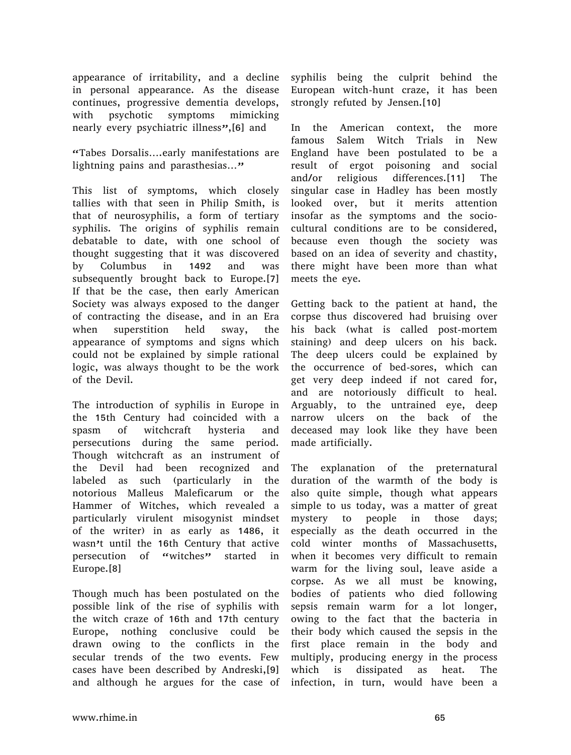appearance of irritability, and a decline in personal appearance. As the disease continues, progressive dementia develops, with psychotic symptoms mimicking nearly every psychiatric illness",[6] and

"Tabes Dorsalis....early manifestations are lightning pains and parasthesias..."

This list of symptoms, which closely tallies with that seen in Philip Smith, is that of neurosyphilis, a form of tertiary syphilis. The origins of syphilis remain debatable to date, with one school of thought suggesting that it was discovered by Columbus in 1492 and was subsequently brought back to Europe.[7] If that be the case, then early American Society was always exposed to the danger of contracting the disease, and in an Era when superstition held sway, the appearance of symptoms and signs which could not be explained by simple rational logic, was always thought to be the work of the Devil.

The introduction of syphilis in Europe in the 15th Century had coincided with a spasm of witchcraft hysteria and persecutions during the same period. Though witchcraft as an instrument of the Devil had been recognized and labeled as such (particularly in the notorious Malleus Maleficarum or the Hammer of Witches, which revealed a particularly virulent misogynist mindset of the writer) in as early as 1486, it wasn't until the 16th Century that active persecution of "witches" started in Europe.[8]

Though much has been postulated on the possible link of the rise of syphilis with the witch craze of 16th and 17th century Europe, nothing conclusive could be drawn owing to the conflicts in the secular trends of the two events. Few cases have been described by Andreski,[9] and although he argues for the case of syphilis being the culprit behind the European witch-hunt craze, it has been strongly refuted by Jensen.[10]

In the American context, the more famous Salem Witch Trials in New England have been postulated to be a result of ergot poisoning and social and/or religious differences.[11] The singular case in Hadley has been mostly looked over, but it merits attention insofar as the symptoms and the socio-cultural conditions are to be considered, because even though the society was based on an idea of severity and chastity, there might have been more than what meets the eye.

Getting back to the patient at hand, the corpse thus discovered had bruising over his back (what is called post-mortem staining) and deep ulcers on his back. The deep ulcers could be explained by the occurrence of bed-sores, which can get very deep indeed if not cared for, and are notoriously difficult to heal. Arguably, to the untrained eye, deep narrow ulcers on the back of the deceased may look like they have been made artificially.

The explanation of the preternatural duration of the warmth of the body is also quite simple, though what appears simple to us today, was a matter of great mystery to people in those days; especially as the death occurred in the cold winter months of Massachusetts, when it becomes very difficult to remain warm for the living soul, leave aside a corpse. As we all must be knowing, bodies of patients who died following sepsis remain warm for a lot longer, owing to the fact that the bacteria in their body which caused the sepsis in the first place remain in the body and multiply, producing energy in the process which is dissipated as heat. The infection, in turn, would have been a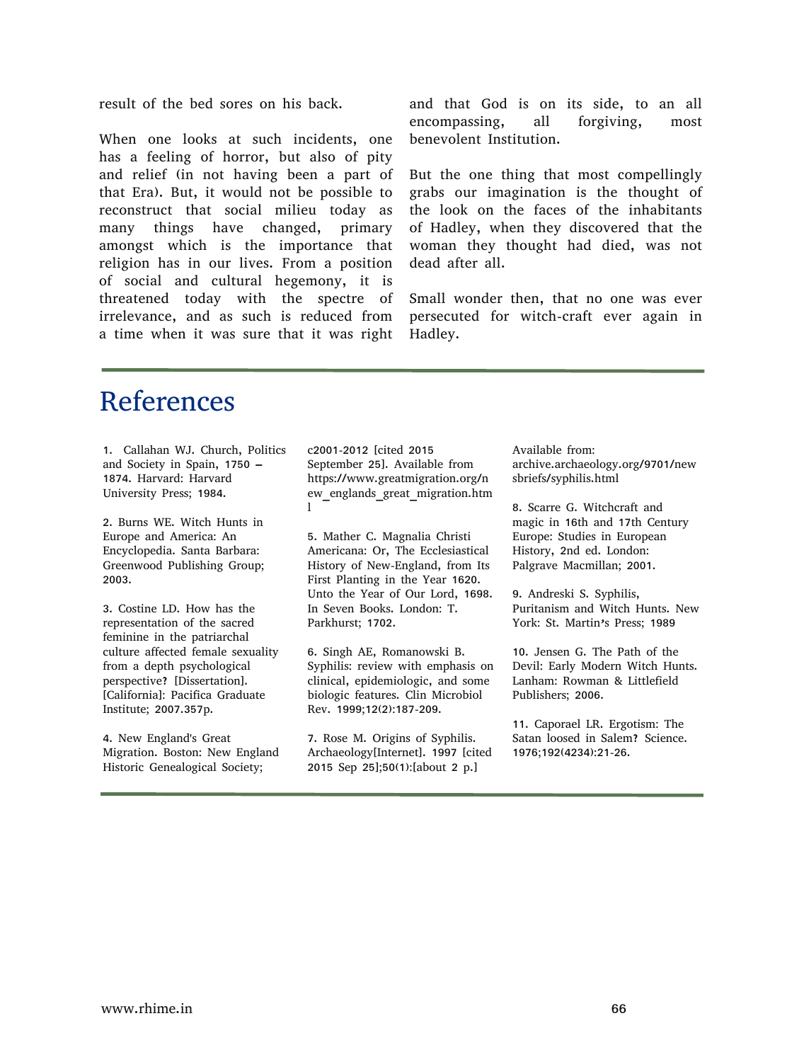result of the bed sores on his back.

When one looks at such incidents, one has a feeling of horror, but also of pity and relief (in not having been a part of that Era). But, it would not be possible to reconstruct that social milieu today as many things have changed, primary amongst which is the importance that religion has in our lives. From a position of social and cultural hegemony, it is threatened today with the spectre of irrelevance, and as such is reduced from a time when it was sure that it was right and that God is on its side, to an all encompassing, all forgiving, most benevolent Institution.

But the one thing that most compellingly grabs our imagination is the thought of the look on the faces of the inhabitants of Hadley, when they discovered that the woman they thought had died, was not dead after all.

Small wonder then, that no one was ever persecuted for witch-craft ever again in Hadley.

## References

1. Callahan WJ. Church, Politics and Society in Spain, 1750 – 1874. Harvard: Harvard University Press; 1984.

2. Burns WE. Witch Hunts in Europe and America: An Encyclopedia. Santa Barbara: Greenwood Publishing Group; 2003.

3. Costine LD. How has the representation of the sacred feminine in the patriarchal culture affected female sexuality from a depth psychological perspective? [Dissertation]. [California]: Pacifica Graduate Institute; 2007.357p.

4. New England's Great Migration. Boston: New England Historic Genealogical Society; c2001-2012 [cited 2015 September 25]. Available from https://www.greatmigration.org/new_englands_great_migration.html

5. Mather C. Magnalia Christi Americana: Or, The Ecclesiastical History of New-England, from Its First Planting in the Year 1620. Unto the Year of Our Lord, 1698. In Seven Books. London: T. Parkhurst; 1702.

6. Singh AE, Romanowski B. Syphilis: review with emphasis on clinical, epidemiologic, and some biologic features. Clin Microbiol Rev. 1999;12(2):187-209.

7. Rose M. Origins of Syphilis. Archaeology[Internet]. 1997 [cited 2015 Sep 25];50(1):[about 2 p.] Available from: archive.archaeology.org/9701/newsbriefs/syphilis.html

8. Scarre G. Witchcraft and magic in 16th and 17th Century Europe: Studies in European History, 2nd ed. London: Palgrave Macmillan; 2001.

9. Andreski S. Syphilis, Puritanism and Witch Hunts. New York: St. Martin's Press; 1989

10. Jensen G. The Path of the Devil: Early Modern Witch Hunts. Lanham: Rowman & Littlefield Publishers; 2006.

11. Caporael LR. Ergotism: The Satan loosed in Salem? Science. 1976;192(4234):21-26.